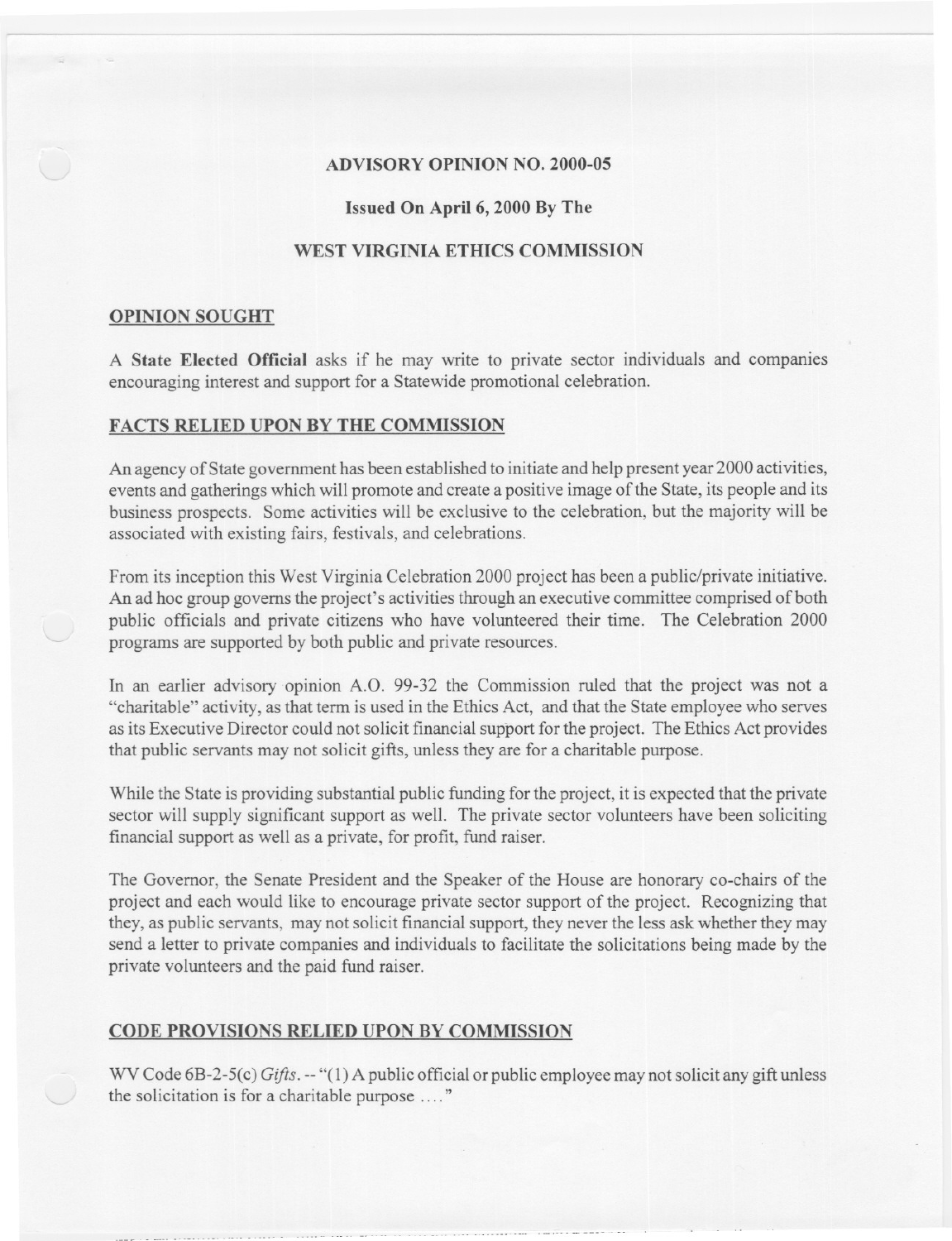**ADVISORY OPINION NO. 2000-05**

**Issued On April 6, 2000 By The**

**WEST VIRGINIA ETHICS COMMISSION**

## OPINION SOUGHT

A **State Elected Official** asks if he may write to private sector individuals and companies encouraging interest and support for a Statewide promotional celebration.

## FACTS RELIED UPON BY THE COMMISSION

An agency of State government has been established to initiate and help present year 2000 activities, events and gatherings which will promote and create a positive image of the State, its people and its business prospects. Some activities will be exclusive to the celebration, but the majority will be associated with existing fairs, festivals, and celebrations.

From its inception this West Virginia Celebration 2000 project has been a public/private initiative. An ad hoc group governs the project's activities through an executive committee comprised of both public officials and private citizens who have volunteered their time. The Celebration 2000 programs are supported by both public and private resources.

In an earlier advisory opinion A.O. 99-32 the Commission ruled that the project was not a "charitable" activity, as that term is used in the Ethics Act, and that the State employee who serves as its Executive Director could not solicit financial support for the project. The Ethics Act provides that public servants may not solicit gifts, unless they are for a charitable purpose.

While the State is providing substantial public funding for the project, it is expected that the private sector will supply significant support as well. The private sector volunteers have been soliciting financial support as well as a private, for profit, fund raiser.

The Governor, the Senate President and the Speaker of the House are honorary co-chairs of the project and each would like to encourage private sector support of the project. Recognizing that they, as public servants, may not solicit financial support, they never the less ask whether they may send a letter to private companies and individuals to facilitate the solicitations being made by the private volunteers and the paid fund raiser.

## CODE PROVISIONS RELIED UPON BY COMMISSION

WV Code 6B-2-5(c) *Gifts*. -- "(1) A public official or public employee may not solicit any gift unless the solicitation is for a charitable purpose ...."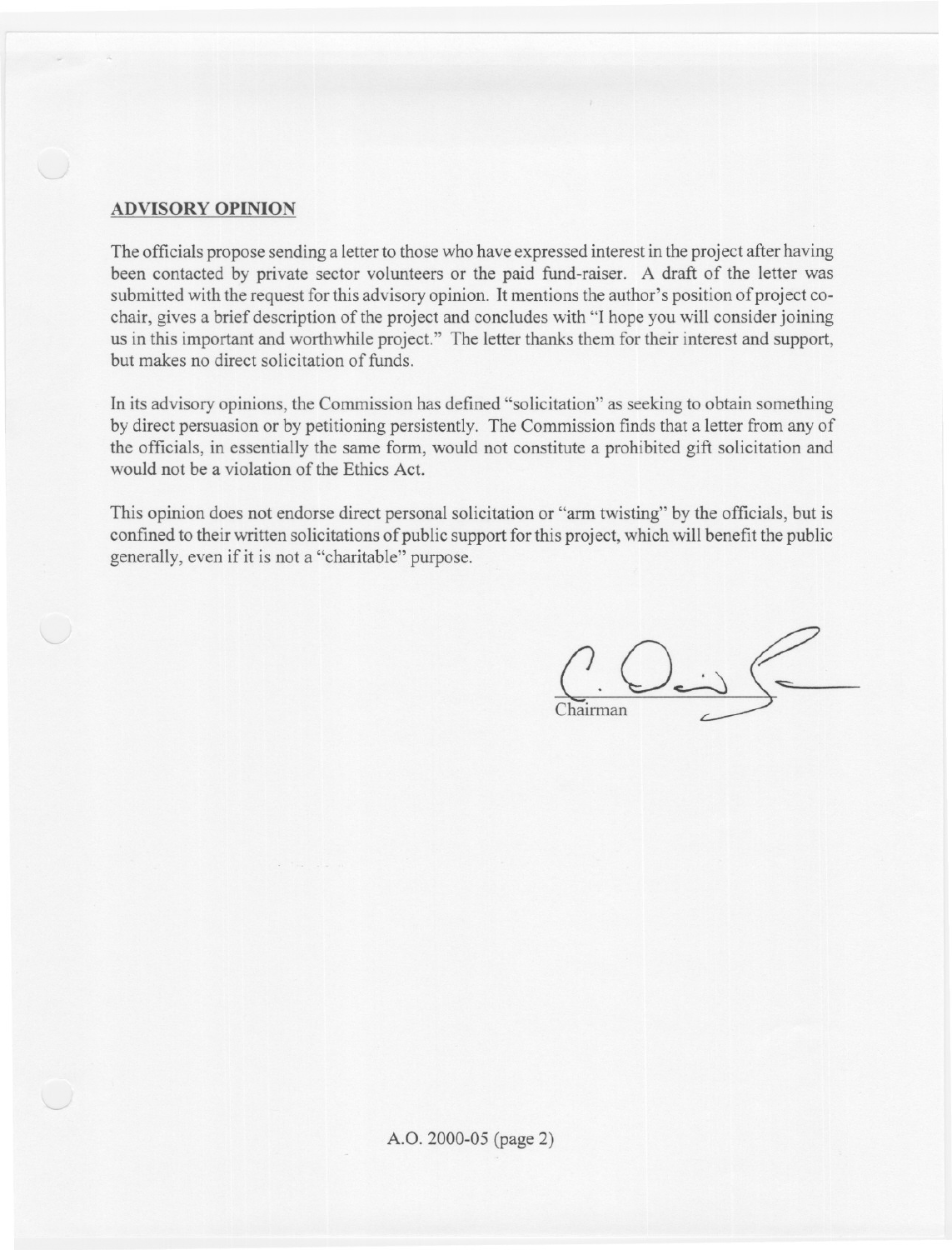## ADVISORY OPINION

The officials propose sending a letter to those who have expressed interest in the project after having been contacted by private sector volunteers or the paid fund-raiser. A draft of the letter was submitted with the request for this advisory opinion. It mentions the author's position of project co-chair, gives a brief description of the project and concludes with "I hope you will consider joining us in this important and worthwhile project." The letter thanks them for their interest and support, but makes no direct solicitation of funds.

In its advisory opinions, the Commission has defined "solicitation" as seeking to obtain something by direct persuasion or by petitioning persistently. The Commission finds that a letter from any of the officials, in essentially the same form, would not constitute a prohibited gift solicitation and would not be a violation of the Ethics Act.

This opinion does not endorse direct personal solicitation or "arm twisting" by the officials, but is confined to their written solicitations of public support for this project, which will benefit the public generally, even if it is not a "charitable" purpose.

Chairman

A.O. 2000-05 (page 2)